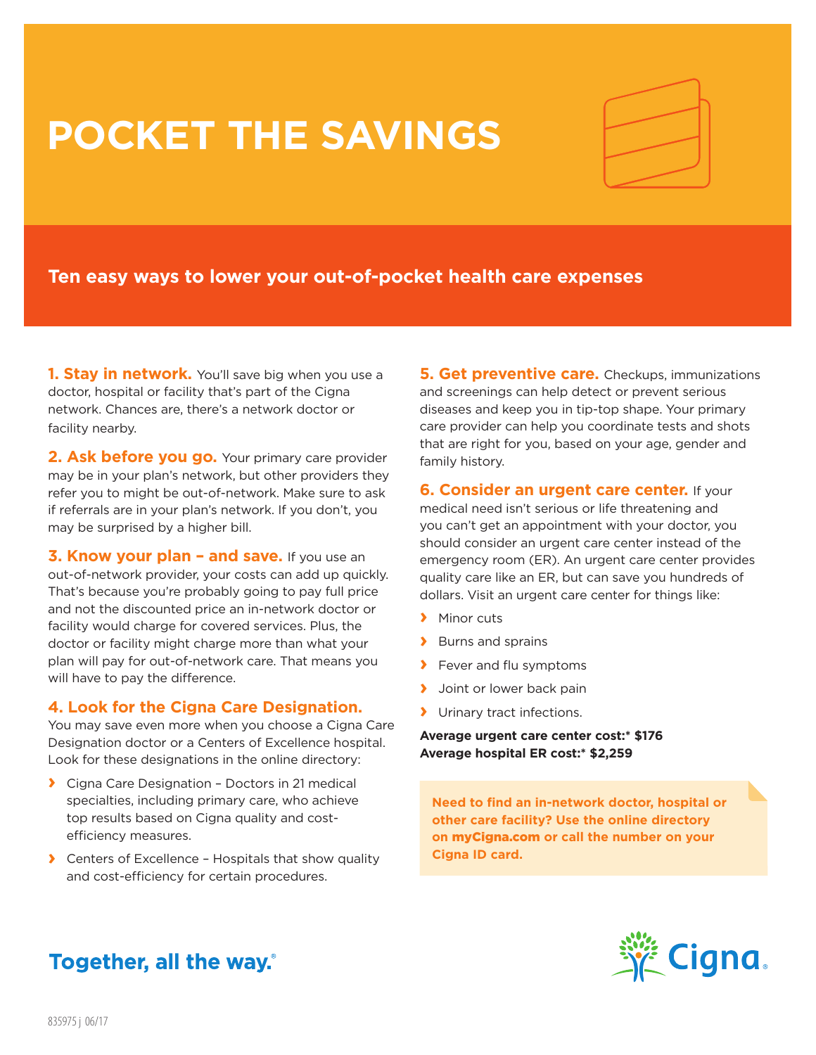# POCKET THE SAVINGS

## Ten easy ways to lower your out-of-pocket health care expenses

**1. Stay in network.** You'll save big when you use a doctor, hospital or facility that's part of the Cigna network. Chances are, there's a network doctor or facility nearby.

**2. Ask before you go.** Your primary care provider may be in your plan's network, but other providers they refer you to might be out-of-network. Make sure to ask if referrals are in your plan's network. If you don't, you may be surprised by a higher bill.

**3. Know your plan – and save.** If you use an out-of-network provider, your costs can add up quickly. That's because you're probably going to pay full price and not the discounted price an in-network doctor or facility would charge for covered services. Plus, the doctor or facility might charge more than what your plan will pay for out-of-network care. That means you will have to pay the difference.

**4. Look for the Cigna Care Designation.** You may save even more when you choose a Cigna Care Designation doctor or a Centers of Excellence hospital. Look for these designations in the online directory:

- Cigna Care Designation – Doctors in 21 medical specialties, including primary care, who achieve top results based on Cigna quality and cost-efficiency measures.
- Centers of Excellence – Hospitals that show quality and cost-efficiency for certain procedures.

**5. Get preventive care.** Checkups, immunizations and screenings can help detect or prevent serious diseases and keep you in tip-top shape. Your primary care provider can help you coordinate tests and shots that are right for you, based on your age, gender and family history.

**6. Consider an urgent care center.** If your medical need isn't serious or life threatening and you can't get an appointment with your doctor, you should consider an urgent care center instead of the emergency room (ER). An urgent care center provides quality care like an ER, but can save you hundreds of dollars. Visit an urgent care center for things like:

- Minor cuts
- Burns and sprains
- Fever and flu symptoms
- Joint or lower back pain
- Urinary tract infections.

**Average urgent care center cost:\* $176**
**Average hospital ER cost:\* $2,259**

**Need to find an in-network doctor, hospital or other care facility? Use the online directory on myCigna.com or call the number on your Cigna ID card.**

Together, all the way.®

Cigna

835975 j 06/17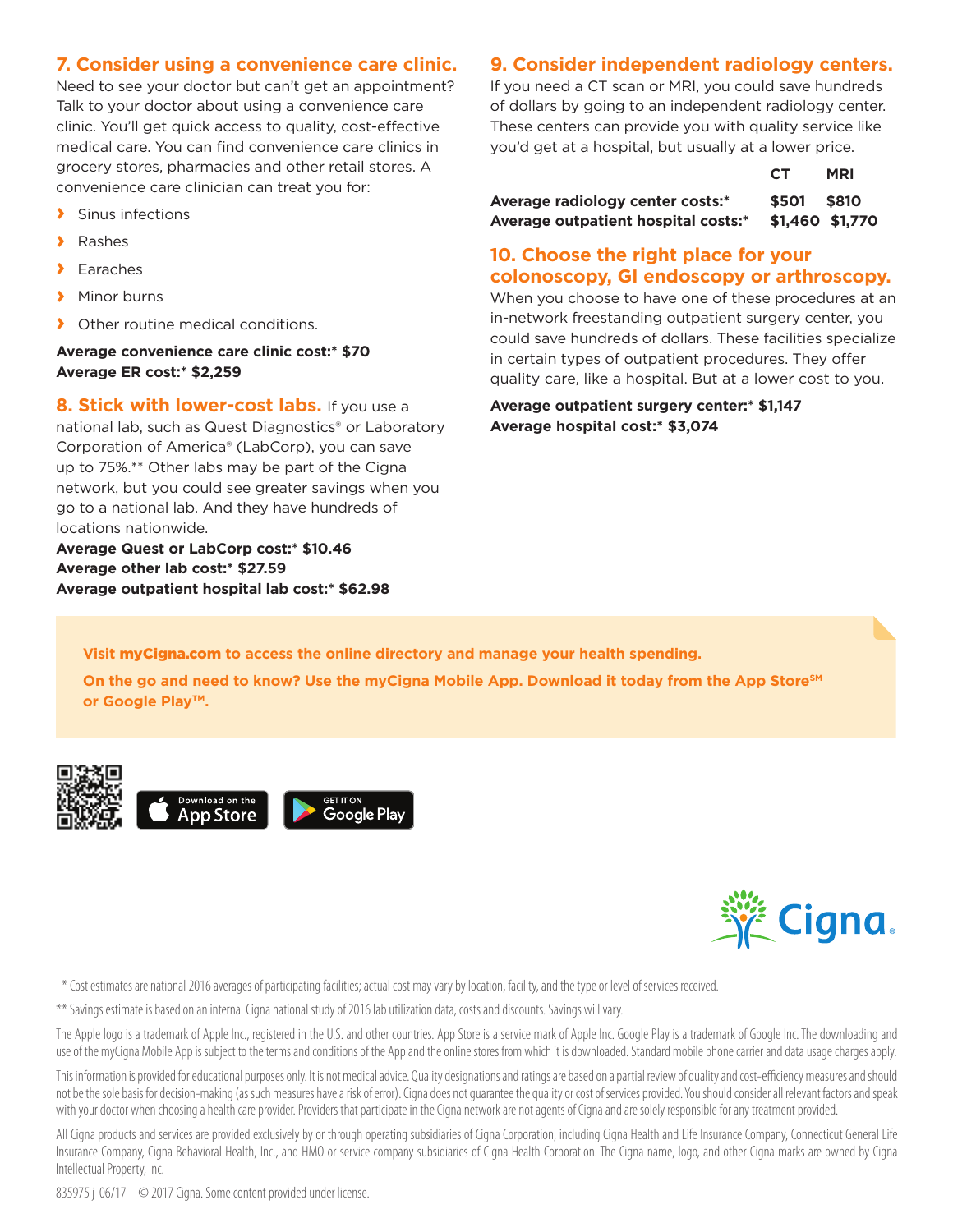## 7. Consider using a convenience care clinic.

Need to see your doctor but can't get an appointment? Talk to your doctor about using a convenience care clinic. You'll get quick access to quality, cost-effective medical care. You can find convenience care clinics in grocery stores, pharmacies and other retail stores. A convenience care clinician can treat you for:

- Sinus infections
- Rashes
- Earaches
- Minor burns
- Other routine medical conditions.

**Average convenience care clinic cost:* $70**
**Average ER cost:* $2,259**

## 8. Stick with lower-cost labs.

If you use a national lab, such as Quest Diagnostics® or Laboratory Corporation of America® (LabCorp), you can save up to 75%.** Other labs may be part of the Cigna network, but you could see greater savings when you go to a national lab. And they have hundreds of locations nationwide.

**Average Quest or LabCorp cost:* $10.46**
**Average other lab cost:* $27.59**
**Average outpatient hospital lab cost:* $62.98**

## 9. Consider independent radiology centers.

If you need a CT scan or MRI, you could save hundreds of dollars by going to an independent radiology center. These centers can provide you with quality service like you'd get at a hospital, but usually at a lower price.

| | CT | MRI |
|---|---|---|
| **Average radiology center costs:*** | **$501** | **$810** |
| **Average outpatient hospital costs:*** | **$1,460** | **$1,770** |

## 10. Choose the right place for your colonoscopy, GI endoscopy or arthroscopy.

When you choose to have one of these procedures at an in-network freestanding outpatient surgery center, you could save hundreds of dollars. These facilities specialize in certain types of outpatient procedures. They offer quality care, like a hospital. But at a lower cost to you.

**Average outpatient surgery center:* $1,147**
**Average hospital cost:* $3,074**

**Visit myCigna.com to access the online directory and manage your health spending.**

**On the go and need to know? Use the myCigna Mobile App. Download it today from the App Store℠ or Google Play™.**

Download on the App Store

GET IT ON Google Play

Cigna

* Cost estimates are national 2016 averages of participating facilities; actual cost may vary by location, facility, and the type or level of services received.

** Savings estimate is based on an internal Cigna national study of 2016 lab utilization data, costs and discounts. Savings will vary.

The Apple logo is a trademark of Apple Inc., registered in the U.S. and other countries. App Store is a service mark of Apple Inc. Google Play is a trademark of Google Inc. The downloading and use of the myCigna Mobile App is subject to the terms and conditions of the App and the online stores from which it is downloaded. Standard mobile phone carrier and data usage charges apply.

This information is provided for educational purposes only. It is not medical advice. Quality designations and ratings are based on a partial review of quality and cost-efficiency measures and should not be the sole basis for decision-making (as such measures have a risk of error). Cigna does not guarantee the quality or cost of services provided. You should consider all relevant factors and speak with your doctor when choosing a health care provider. Providers that participate in the Cigna network are not agents of Cigna and are solely responsible for any treatment provided.

All Cigna products and services are provided exclusively by or through operating subsidiaries of Cigna Corporation, including Cigna Health and Life Insurance Company, Connecticut General Life Insurance Company, Cigna Behavioral Health, Inc., and HMO or service company subsidiaries of Cigna Health Corporation. The Cigna name, logo, and other Cigna marks are owned by Cigna Intellectual Property, Inc.

835975 j 06/17 © 2017 Cigna. Some content provided under license.